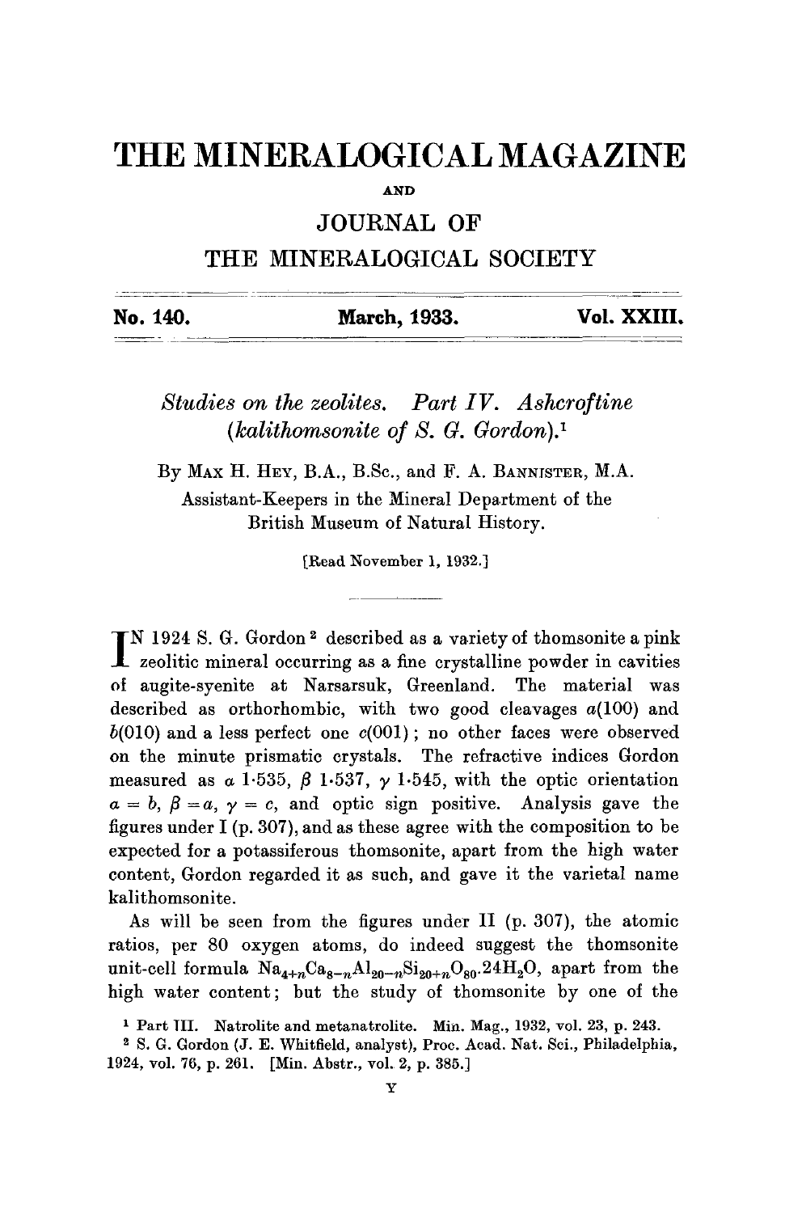# THE MINERALOGICAL MAGAZINE

AND

## JOURNAL OF

## THE MINERALOGICAL SOCIETY

**No. 140.** **March, 1933.** **Vol. XXIII.**

### *Studies on the zeolites. Part IV. Ashcroftine (kalithomsonite of S. G. Gordon).*[1]

By Max H. Hey, B.A., B.Sc., and F. A. Bannister, M.A.

Assistant-Keepers in the Mineral Department of the British Museum of Natural History.

[Read November 1, 1932.]

IN 1924 S. G. Gordon[2] described as a variety of thomsonite a pink zeolitic mineral occurring as a fine crystalline powder in cavities of augite-syenite at Narsarsuk, Greenland. The material was described as orthorhombic, with two good cleavages *a*(100) and *b*(010) and a less perfect one *c*(001); no other faces were observed on the minute prismatic crystals. The refractive indices Gordon measured as $\alpha$ 1·535, $\beta$ 1·537, $\gamma$ 1·545, with the optic orientation $\alpha = b$, $\beta = a$, $\gamma = c$, and optic sign positive. Analysis gave the figures under I (p. 307), and as these agree with the composition to be expected for a potassiferous thomsonite, apart from the high water content, Gordon regarded it as such, and gave it the varietal name kalithomsonite.

As will be seen from the figures under II (p. 307), the atomic ratios, per 80 oxygen atoms, do indeed suggest the thomsonite unit-cell formula $Na_{4+n}Ca_{8-n}Al_{20-n}Si_{20+n}O_{80}.24H_2O$, apart from the high water content; but the study of thomsonite by one of the

[1] Part III. Natrolite and metanatrolite. Min. Mag., 1932, vol. 23, p. 243.

[2] S. G. Gordon (J. E. Whitfield, analyst), Proc. Acad. Nat. Sci., Philadelphia, 1924, vol. 76, p. 261. [Min. Abstr., vol. 2, p. 385.]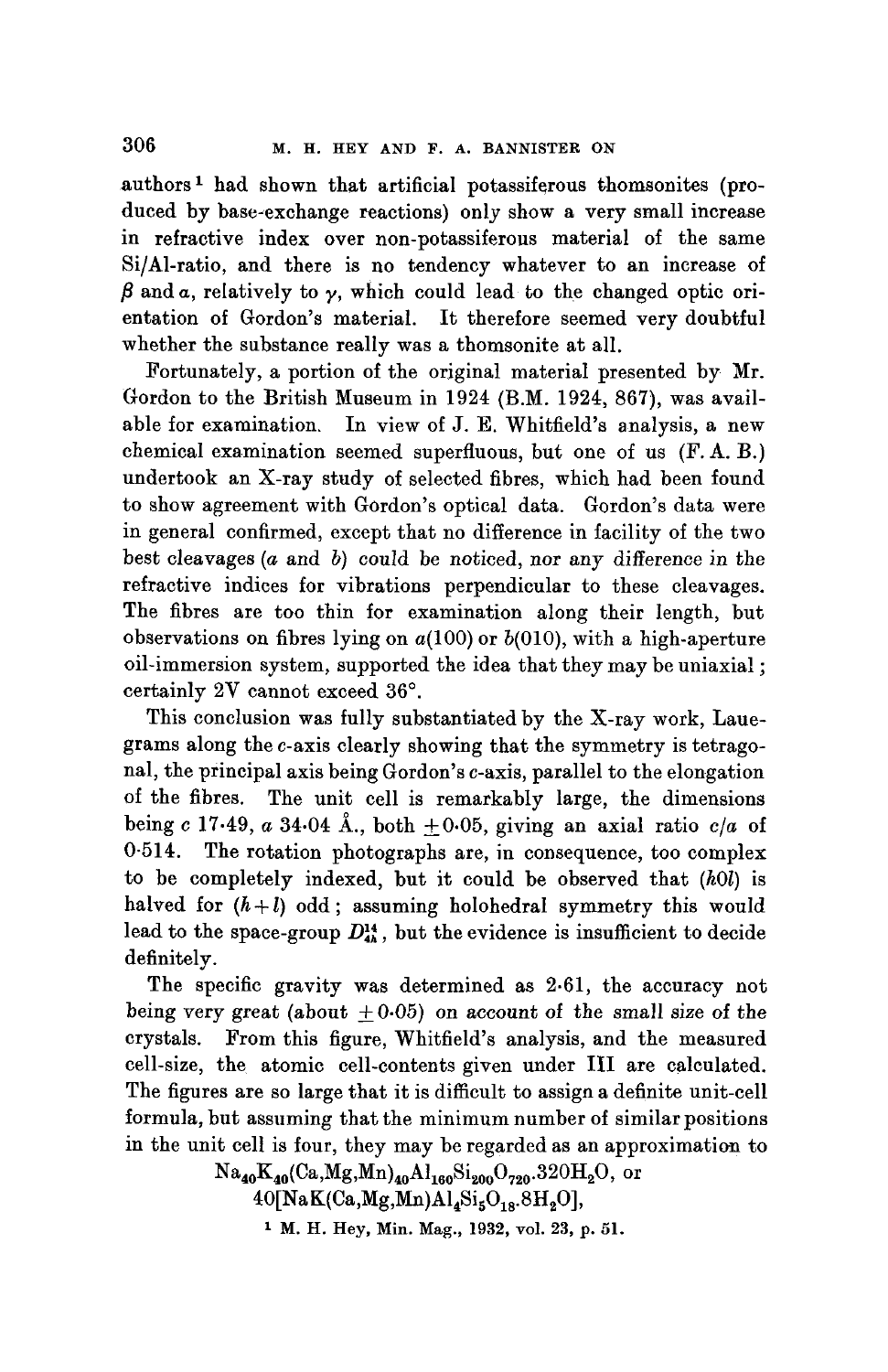authors[1] had shown that artificial potassiferous thomsonites (produced by base-exchange reactions) only show a very small increase in refractive index over non-potassiferous material of the same Si/Al-ratio, and there is no tendency whatever to an increase of $\beta$ and $\alpha$, relatively to $\gamma$, which could lead to the changed optic orientation of Gordon's material. It therefore seemed very doubtful whether the substance really was a thomsonite at all.

Fortunately, a portion of the original material presented by Mr. Gordon to the British Museum in 1924 (B.M. 1924, 867), was available for examination. In view of J. E. Whitfield's analysis, a new chemical examination seemed superfluous, but one of us (F. A. B.) undertook an X-ray study of selected fibres, which had been found to show agreement with Gordon's optical data. Gordon's data were in general confirmed, except that no difference in facility of the two best cleavages (*a* and *b*) could be noticed, nor any difference in the refractive indices for vibrations perpendicular to these cleavages. The fibres are too thin for examination along their length, but observations on fibres lying on *a*(100) or *b*(010), with a high-aperture oil-immersion system, supported the idea that they may be uniaxial; certainly 2V cannot exceed 36°.

This conclusion was fully substantiated by the X-ray work, Lauegrams along the *c*-axis clearly showing that the symmetry is tetragonal, the principal axis being Gordon's *c*-axis, parallel to the elongation of the fibres. The unit cell is remarkably large, the dimensions being *c* 17·49, *a* 34·04 Å., both ±0·05, giving an axial ratio *c*/*a* of 0·514. The rotation photographs are, in consequence, too complex to be completely indexed, but it could be observed that (*h*0*l*) is halved for (*h*+*l*) odd; assuming holohedral symmetry this would lead to the space-group $D_{4h}^{14}$, but the evidence is insufficient to decide definitely.

The specific gravity was determined as 2·61, the accuracy not being very great (about ±0·05) on account of the small size of the crystals. From this figure, Whitfield's analysis, and the measured cell-size, the atomic cell-contents given under III are calculated. The figures are so large that it is difficult to assign a definite unit-cell formula, but assuming that the minimum number of similar positions in the unit cell is four, they may be regarded as an approximation to

$$Na_{40}K_{40}(Ca,Mg,Mn)_{40}Al_{160}Si_{200}O_{720}.320H_2O, \text{ or}$$

$$40[NaK(Ca,Mg,Mn)Al_4Si_5O_{18}.8H_2O],$$

[1] M. H. Hey, Min. Mag., 1932, vol. 23, p. 51.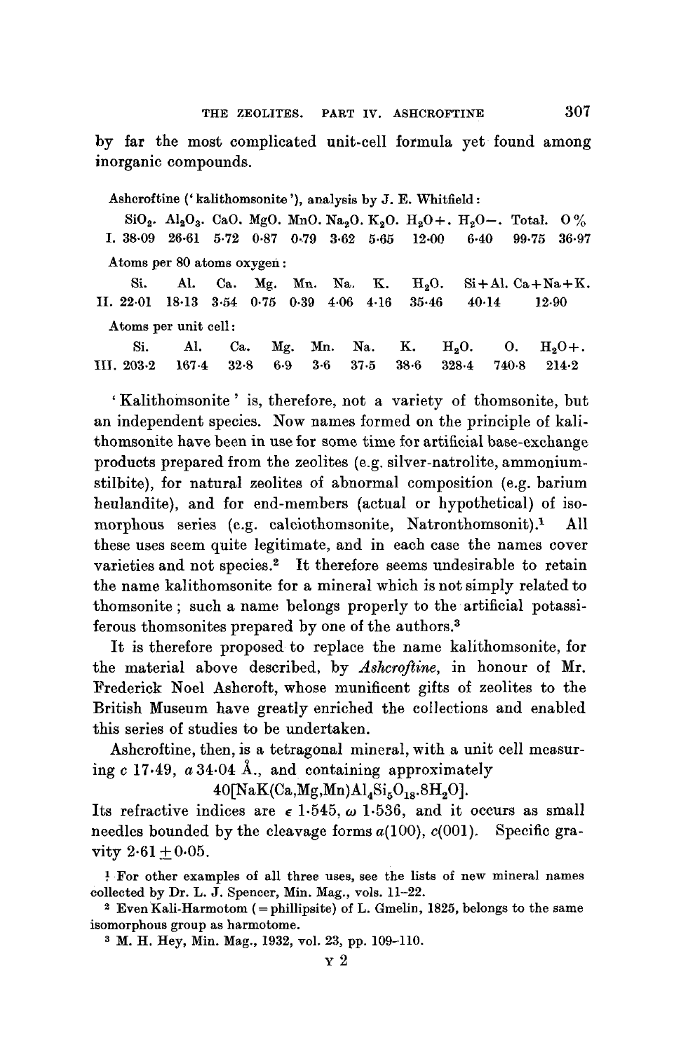by far the most complicated unit-cell formula yet found among inorganic compounds.

Ashcroftine ('kalithomsonite'), analysis by J. E. Whitfield:

| | $SiO_2$. | $Al_2O_3$. | CaO. | MgO. | MnO. | $Na_2O$. | $K_2O$. | $H_2O+$. | $H_2O-$. | Total. | O % |
|---|---|---|---|---|---|---|---|---|---|---|---|
| I. | 38·09 | 26·61 | 5·72 | 0·87 | 0·79 | 3·62 | 5·65 | 12·00 | 6·40 | 99·75 | 36·97 |

Atoms per 80 atoms oxygen:

| | Si. | Al. | Ca. | Mg. | Mn. | Na. | K. | $H_2O$. | Si+Al. | Ca+Na+K. |
|---|---|---|---|---|---|---|---|---|---|---|
| II. | 22·01 | 18·13 | 3·54 | 0·75 | 0·39 | 4·06 | 4·16 | 35·46 | 40·14 | 12·90 |

Atoms per unit cell:

| | Si. | Al. | Ca. | Mg. | Mn. | Na. | K. | $H_2O$. | O. | $H_2O+$. |
|---|---|---|---|---|---|---|---|---|---|---|
| III. | 203·2 | 167·4 | 32·8 | 6·9 | 3·6 | 37·5 | 38·6 | 328·4 | 740·8 | 214·2 |

'Kalithomsonite' is, therefore, not a variety of thomsonite, but an independent species. Now names formed on the principle of kalithomsonite have been in use for some time for artificial base-exchange products prepared from the zeolites (e.g. silver-natrolite, ammonium-stilbite), for natural zeolites of abnormal composition (e.g. barium heulandite), and for end-members (actual or hypothetical) of isomorphous series (e.g. calciothomsonite, Natronthomsonit).[1] All these uses seem quite legitimate, and in each case the names cover varieties and not species.[2] It therefore seems undesirable to retain the name kalithomsonite for a mineral which is not simply related to thomsonite; such a name belongs properly to the artificial potassiferous thomsonites prepared by one of the authors.[3]

It is therefore proposed to replace the name kalithomsonite, for the material above described, by *Ashcroftine*, in honour of Mr. Frederick Noel Ashcroft, whose munificent gifts of zeolites to the British Museum have greatly enriched the collections and enabled this series of studies to be undertaken.

Ashcroftine, then, is a tetragonal mineral, with a unit cell measuring $c$ 17·49, $a$ 34·04 Å., and containing approximately

$$40[NaK(Ca,Mg,Mn)Al_4Si_5O_{18}.8H_2O].$$

Its refractive indices are $\epsilon$ 1·545, $\omega$ 1·536, and it occurs as small needles bounded by the cleavage forms $a(100)$, $c(001)$. Specific gravity 2·61 ± 0·05.

[1] For other examples of all three uses, see the lists of new mineral names collected by Dr. L. J. Spencer, Min. Mag., vols. 11–22.

[2] Even Kali-Harmotom (= phillipsite) of L. Gmelin, 1825, belongs to the same isomorphous group as harmotome.

[3] M. H. Hey, Min. Mag., 1932, vol. 23, pp. 109–110.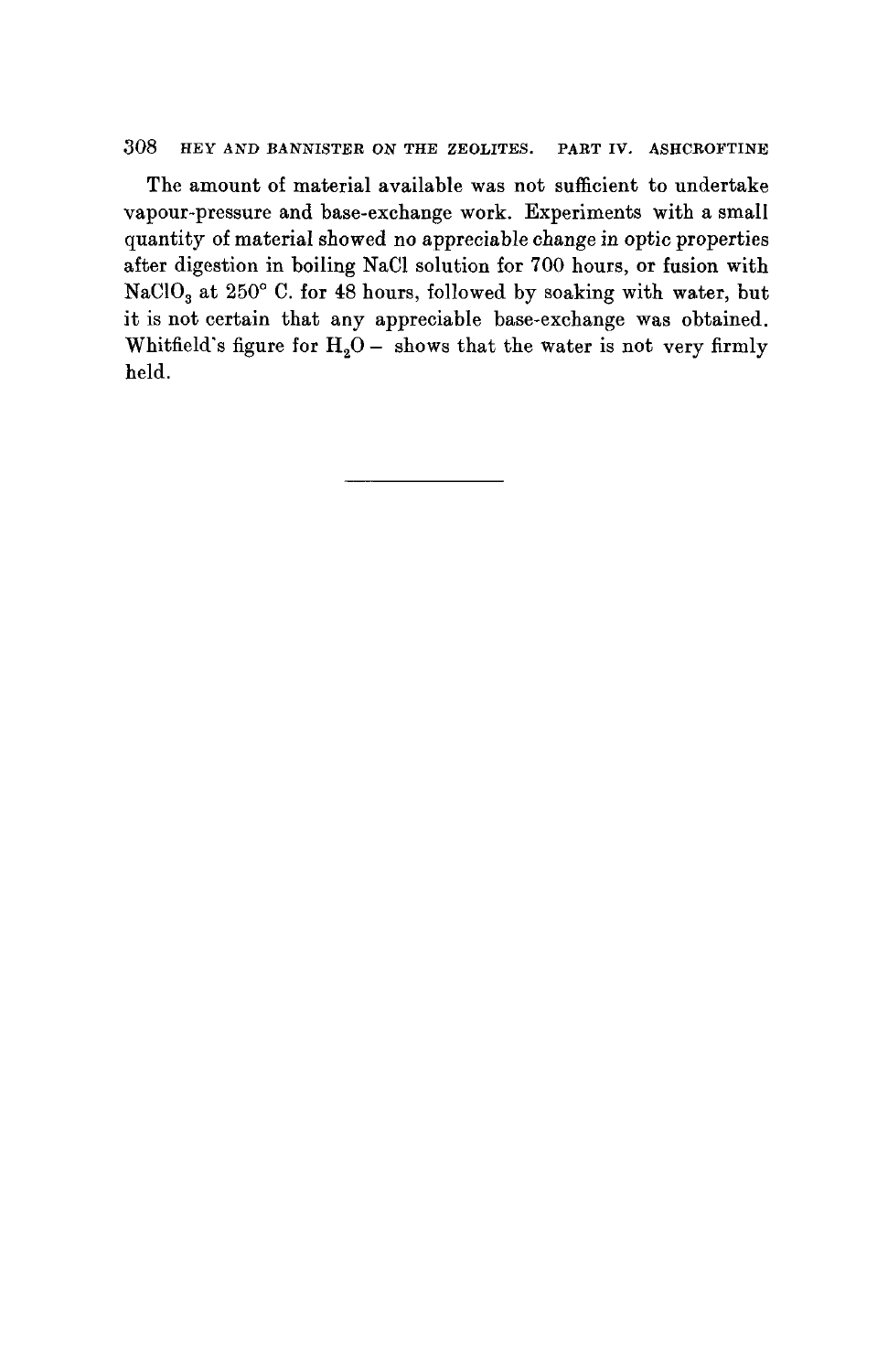The amount of material available was not sufficient to undertake vapour-pressure and base-exchange work. Experiments with a small quantity of material showed no appreciable change in optic properties after digestion in boiling NaCl solution for 700 hours, or fusion with $NaClO_3$ at 250° C. for 48 hours, followed by soaking with water, but it is not certain that any appreciable base-exchange was obtained. Whitfield's figure for $H_2O-$ shows that the water is not very firmly held.